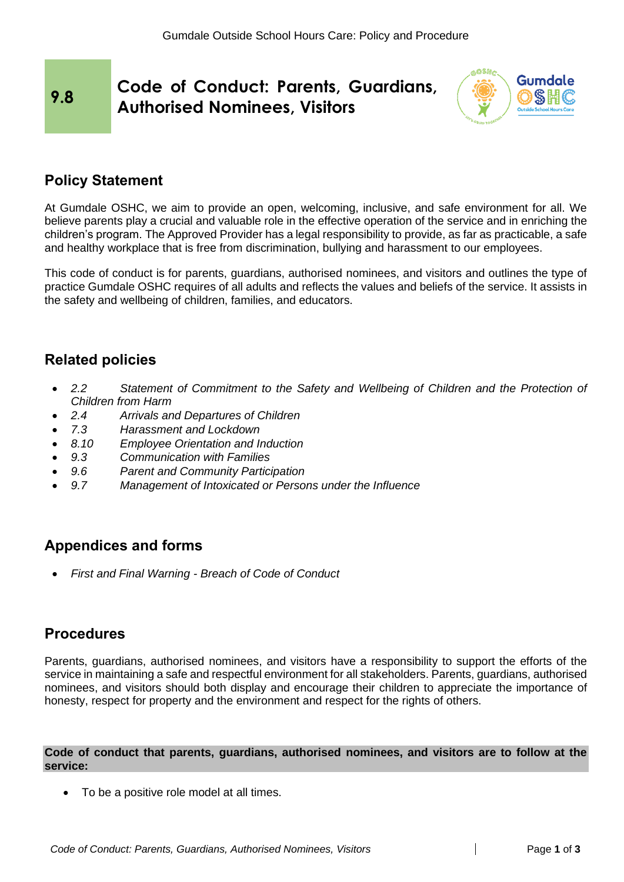# 9.8 Code of Conduct: Parents, Guardians, Authorised Nominees, Visitors

## Policy Statement

At Gumdale OSHC, we aim to provide an open, welcoming, inclusive, and safe environment for all. We believe parents play a crucial and valuable role in the effective operation of the service and in enriching the children's program. The Approved Provider has a legal responsibility to provide, as far as practicable, a safe and healthy workplace that is free from discrimination, bullying and harassment to our employees.

This code of conduct is for parents, guardians, authorised nominees, and visitors and outlines the type of practice Gumdale OSHC requires of all adults and reflects the values and beliefs of the service. It assists in the safety and wellbeing of children, families, and educators.

## Related policies

- *2.2 Statement of Commitment to the Safety and Wellbeing of Children and the Protection of Children from Harm*
- *2.4 Arrivals and Departures of Children*
- *7.3 Harassment and Lockdown*
- *8.10 Employee Orientation and Induction*
- *9.3 Communication with Families*
- *9.6 Parent and Community Participation*
- *9.7 Management of Intoxicated or Persons under the Influence*

## Appendices and forms

- *First and Final Warning - Breach of Code of Conduct*

## Procedures

Parents, guardians, authorised nominees, and visitors have a responsibility to support the efforts of the service in maintaining a safe and respectful environment for all stakeholders. Parents, guardians, authorised nominees, and visitors should both display and encourage their children to appreciate the importance of honesty, respect for property and the environment and respect for the rights of others.

**Code of conduct that parents, guardians, authorised nominees, and visitors are to follow at the service:**

- To be a positive role model at all times.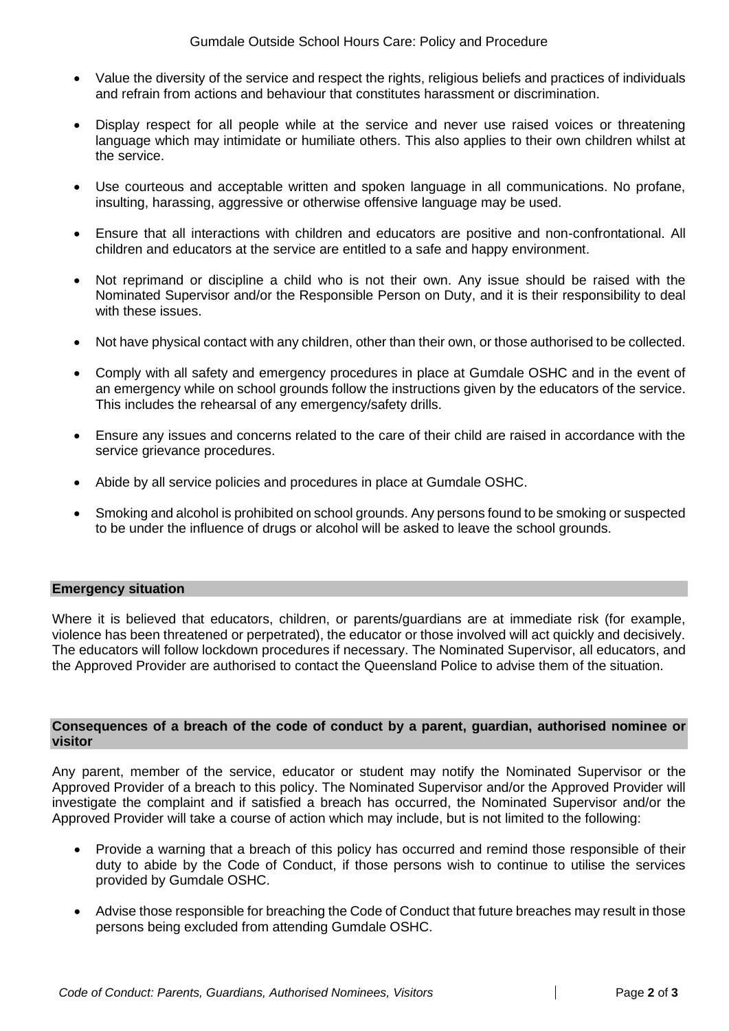- Value the diversity of the service and respect the rights, religious beliefs and practices of individuals and refrain from actions and behaviour that constitutes harassment or discrimination.

- Display respect for all people while at the service and never use raised voices or threatening language which may intimidate or humiliate others. This also applies to their own children whilst at the service.

- Use courteous and acceptable written and spoken language in all communications. No profane, insulting, harassing, aggressive or otherwise offensive language may be used.

- Ensure that all interactions with children and educators are positive and non-confrontational. All children and educators at the service are entitled to a safe and happy environment.

- Not reprimand or discipline a child who is not their own. Any issue should be raised with the Nominated Supervisor and/or the Responsible Person on Duty, and it is their responsibility to deal with these issues.

- Not have physical contact with any children, other than their own, or those authorised to be collected.

- Comply with all safety and emergency procedures in place at Gumdale OSHC and in the event of an emergency while on school grounds follow the instructions given by the educators of the service. This includes the rehearsal of any emergency/safety drills.

- Ensure any issues and concerns related to the care of their child are raised in accordance with the service grievance procedures.

- Abide by all service policies and procedures in place at Gumdale OSHC.

- Smoking and alcohol is prohibited on school grounds. Any persons found to be smoking or suspected to be under the influence of drugs or alcohol will be asked to leave the school grounds.

## Emergency situation

Where it is believed that educators, children, or parents/guardians are at immediate risk (for example, violence has been threatened or perpetrated), the educator or those involved will act quickly and decisively. The educators will follow lockdown procedures if necessary. The Nominated Supervisor, all educators, and the Approved Provider are authorised to contact the Queensland Police to advise them of the situation.

## Consequences of a breach of the code of conduct by a parent, guardian, authorised nominee or visitor

Any parent, member of the service, educator or student may notify the Nominated Supervisor or the Approved Provider of a breach to this policy. The Nominated Supervisor and/or the Approved Provider will investigate the complaint and if satisfied a breach has occurred, the Nominated Supervisor and/or the Approved Provider will take a course of action which may include, but is not limited to the following:

- Provide a warning that a breach of this policy has occurred and remind those responsible of their duty to abide by the Code of Conduct, if those persons wish to continue to utilise the services provided by Gumdale OSHC.

- Advise those responsible for breaching the Code of Conduct that future breaches may result in those persons being excluded from attending Gumdale OSHC.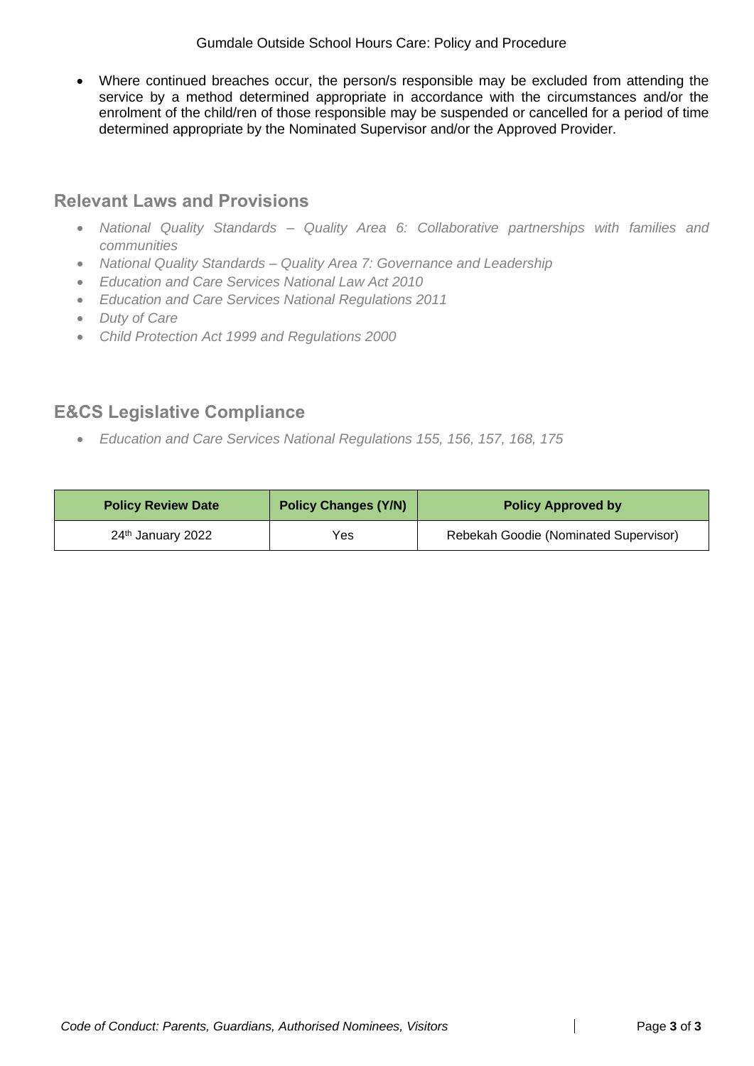- Where continued breaches occur, the person/s responsible may be excluded from attending the service by a method determined appropriate in accordance with the circumstances and/or the enrolment of the child/ren of those responsible may be suspended or cancelled for a period of time determined appropriate by the Nominated Supervisor and/or the Approved Provider.

## Relevant Laws and Provisions

- *National Quality Standards – Quality Area 6: Collaborative partnerships with families and communities*
- *National Quality Standards – Quality Area 7: Governance and Leadership*
- *Education and Care Services National Law Act 2010*
- *Education and Care Services National Regulations 2011*
- *Duty of Care*
- *Child Protection Act 1999 and Regulations 2000*

## E&CS Legislative Compliance

- *Education and Care Services National Regulations 155, 156, 157, 168, 175*

| Policy Review Date | Policy Changes (Y/N) | Policy Approved by |
|---|---|---|
| 24th January 2022 | Yes | Rebekah Goodie (Nominated Supervisor) |